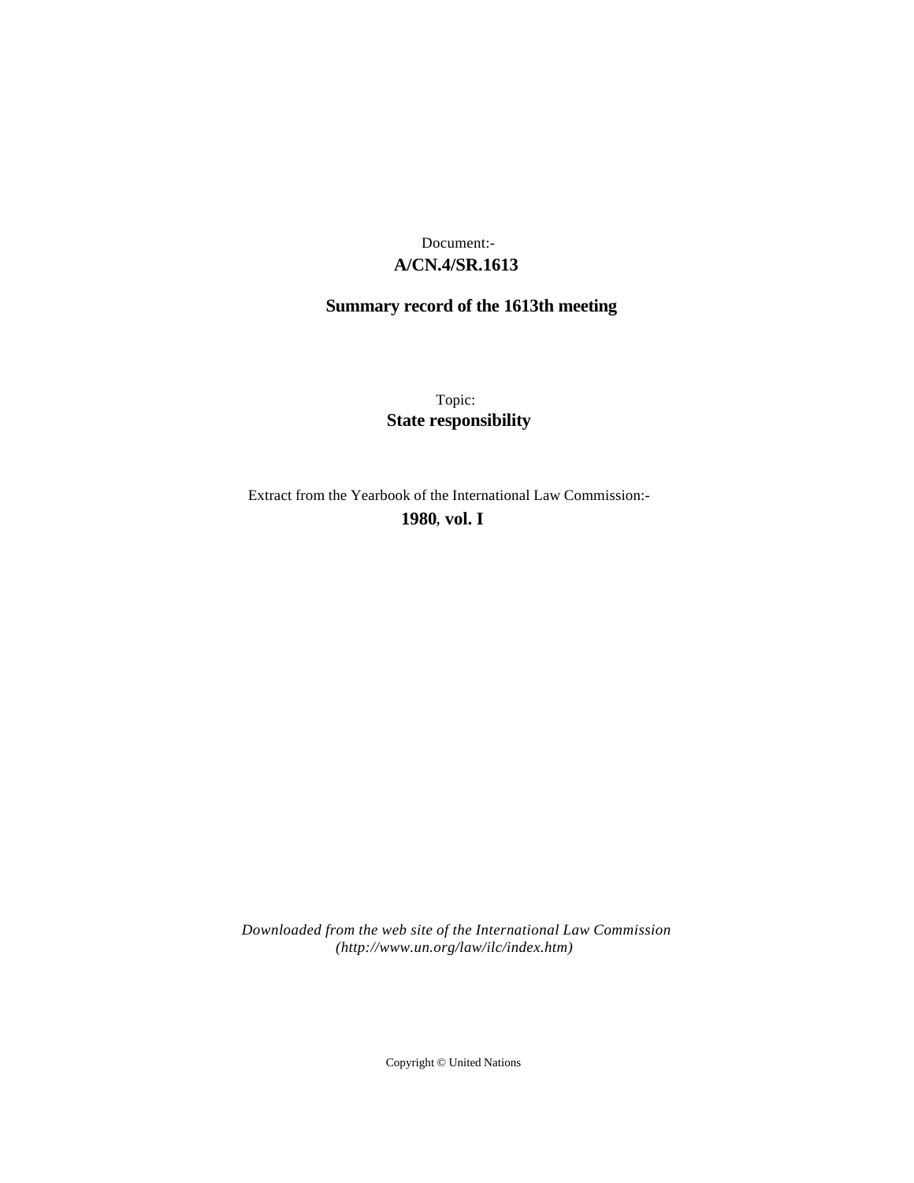Document:-

**A/CN.4/SR.1613**

**Summary record of the 1613th meeting**

Topic:

**State responsibility**

Extract from the Yearbook of the International Law Commission:-

**1980, vol. I**

*Downloaded from the web site of the International Law Commission (http://www.un.org/law/ilc/index.htm)*

Copyright © United Nations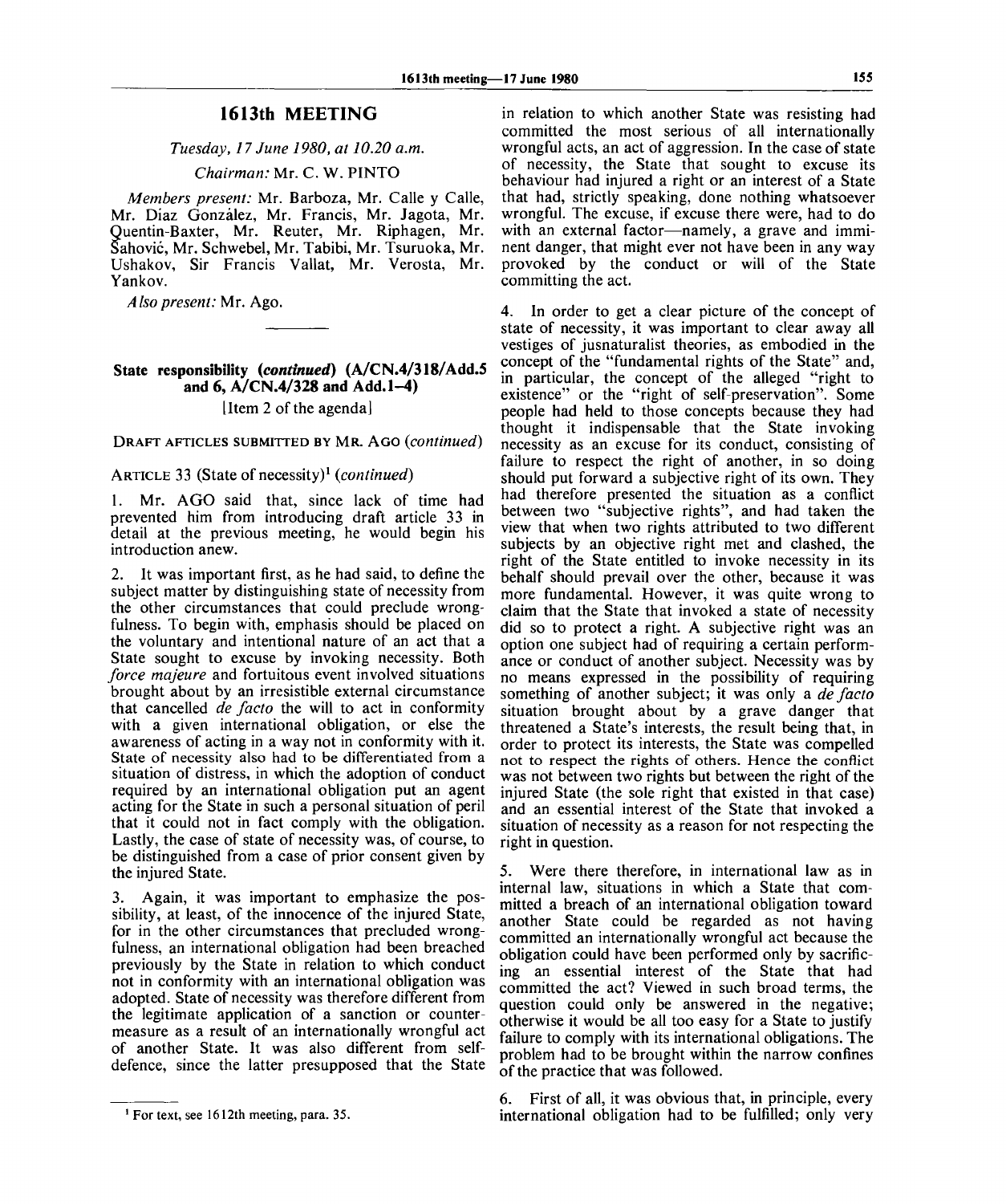# 1613th MEETING

*Tuesday, 17 June 1980, at 10.20 a.m.*

*Chairman:* Mr. C. W. PINTO

*Members present:* Mr. Barboza, Mr. Calle y Calle, Mr. Diaz González, Mr. Francis, Mr. Jagota, Mr. Quentin-Baxter, Mr. Reuter, Mr. Riphagen, Mr. Šahović, Mr. Schwebel, Mr. Tabibi, Mr. Tsuruoka, Mr. Ushakov, Sir Francis Vallat, Mr. Verosta, Mr. Yankov.

*Also present:* Mr. Ago.

---

## State responsibility (*continued*) (A/CN.4/318/Add.5 and 6, A/CN.4/328 and Add.1–4)

[Item 2 of the agenda]

DRAFT AFTICLES SUBMITTED BY MR. AGO (*continued*)

ARTICLE 33 (State of necessity)[1] (*continued*)

1. Mr. AGO said that, since lack of time had prevented him from introducing draft article 33 in detail at the previous meeting, he would begin his introduction anew.

2. It was important first, as he had said, to define the subject matter by distinguishing state of necessity from the other circumstances that could preclude wrongfulness. To begin with, emphasis should be placed on the voluntary and intentional nature of an act that a State sought to excuse by invoking necessity. Both *force majeure* and fortuitous event involved situations brought about by an irresistible external circumstance that cancelled *de facto* the will to act in conformity with a given international obligation, or else the awareness of acting in a way not in conformity with it. State of necessity also had to be differentiated from a situation of distress, in which the adoption of conduct required by an international obligation put an agent acting for the State in such a personal situation of peril that it could not in fact comply with the obligation. Lastly, the case of state of necessity was, of course, to be distinguished from a case of prior consent given by the injured State.

3. Again, it was important to emphasize the possibility, at least, of the innocence of the injured State, for in the other circumstances that precluded wrongfulness, an international obligation had been breached previously by the State in relation to which conduct not in conformity with an international obligation was adopted. State of necessity was therefore different from the legitimate application of a sanction or countermeasure as a result of an internationally wrongful act of another State. It was also different from self-defence, since the latter presupposed that the State in relation to which another State was resisting had committed the most serious of all internationally wrongful acts, an act of aggression. In the case of state of necessity, the State that sought to excuse its behaviour had injured a right or an interest of a State that had, strictly speaking, done nothing whatsoever wrongful. The excuse, if excuse there were, had to do with an external factor—namely, a grave and imminent danger, that might ever not have been in any way provoked by the conduct or will of the State committing the act.

4. In order to get a clear picture of the concept of state of necessity, it was important to clear away all vestiges of jusnaturalist theories, as embodied in the concept of the "fundamental rights of the State" and, in particular, the concept of the alleged "right to existence" or the "right of self-preservation". Some people had held to those concepts because they had thought it indispensable that the State invoking necessity as an excuse for its conduct, consisting of failure to respect the right of another, in so doing should put forward a subjective right of its own. They had therefore presented the situation as a conflict between two "subjective rights", and had taken the view that when two rights attributed to two different subjects by an objective right met and clashed, the right of the State entitled to invoke necessity in its behalf should prevail over the other, because it was more fundamental. However, it was quite wrong to claim that the State that invoked a state of necessity did so to protect a right. A subjective right was an option one subject had of requiring a certain performance or conduct of another subject. Necessity was by no means expressed in the possibility of requiring something of another subject; it was only a *de facto* situation brought about by a grave danger that threatened a State's interests, the result being that, in order to protect its interests, the State was compelled not to respect the rights of others. Hence the conflict was not between two rights but between the right of the injured State (the sole right that existed in that case) and an essential interest of the State that invoked a situation of necessity as a reason for not respecting the right in question.

5. Were there therefore, in international law as in internal law, situations in which a State that committed a breach of an international obligation toward another State could be regarded as not having committed an internationally wrongful act because the obligation could have been performed only by sacrificing an essential interest of the State that had committed the act? Viewed in such broad terms, the question could only be answered in the negative; otherwise it would be all too easy for a State to justify failure to comply with its international obligations. The problem had to be brought within the narrow confines of the practice that was followed.

6. First of all, it was obvious that, in principle, every international obligation had to be fulfilled; only very

---

[1] For text, see 1612th meeting, para. 35.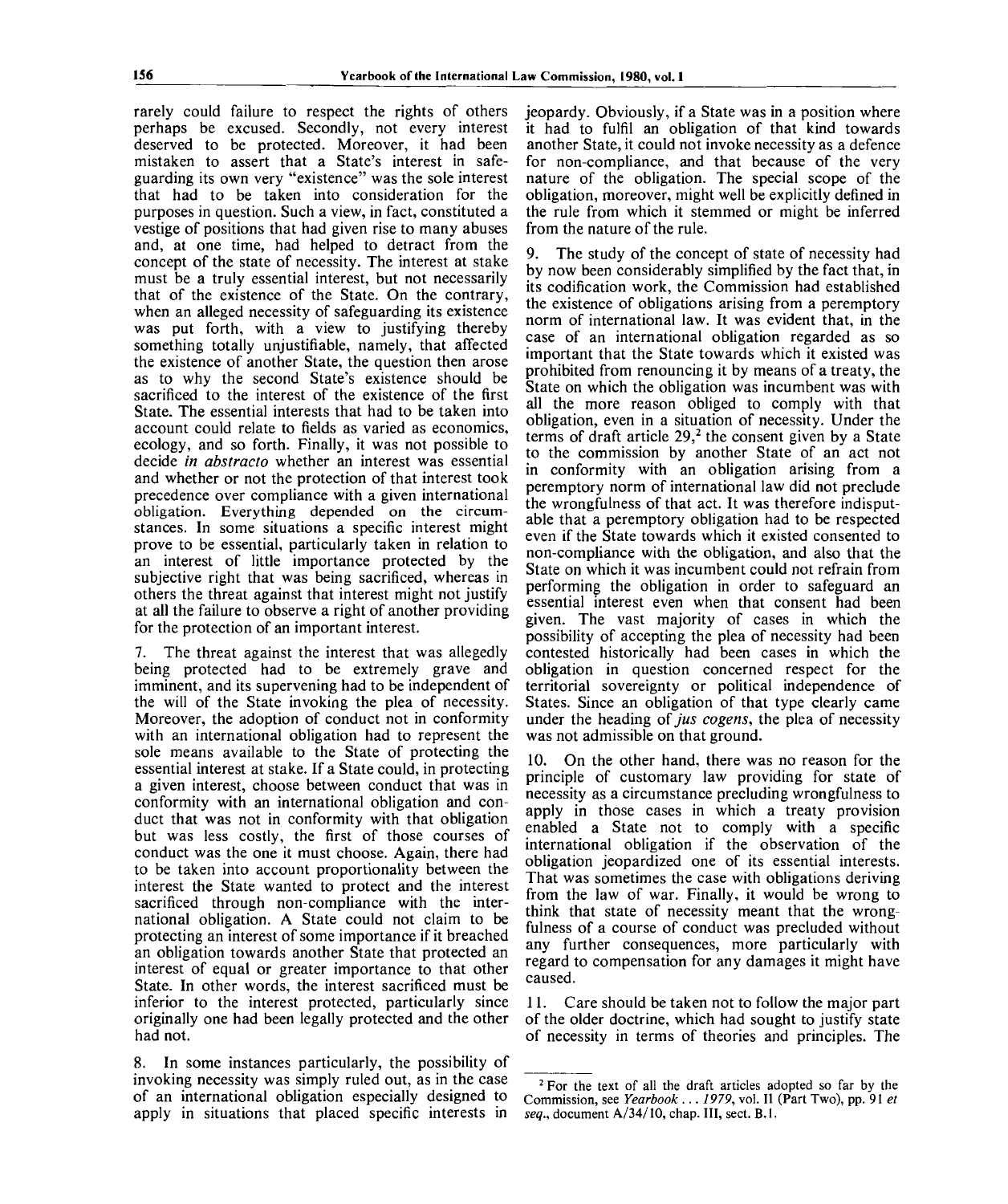rarely could failure to respect the rights of others perhaps be excused. Secondly, not every interest deserved to be protected. Moreover, it had been mistaken to assert that a State's interest in safeguarding its own very "existence" was the sole interest that had to be taken into consideration for the purposes in question. Such a view, in fact, constituted a vestige of positions that had given rise to many abuses and, at one time, had helped to detract from the concept of the state of necessity. The interest at stake must be a truly essential interest, but not necessarily that of the existence of the State. On the contrary, when an alleged necessity of safeguarding its existence was put forth, with a view to justifying thereby something totally unjustifiable, namely, that affected the existence of another State, the question then arose as to why the second State's existence should be sacrificed to the interest of the existence of the first State. The essential interests that had to be taken into account could relate to fields as varied as economics, ecology, and so forth. Finally, it was not possible to decide *in abstracto* whether an interest was essential and whether or not the protection of that interest took precedence over compliance with a given international obligation. Everything depended on the circumstances. In some situations a specific interest might prove to be essential, particularly taken in relation to an interest of little importance protected by the subjective right that was being sacrificed, whereas in others the threat against that interest might not justify at all the failure to observe a right of another providing for the protection of an important interest.

7. The threat against the interest that was allegedly being protected had to be extremely grave and imminent, and its supervening had to be independent of the will of the State invoking the plea of necessity. Moreover, the adoption of conduct not in conformity with an international obligation had to represent the sole means available to the State of protecting the essential interest at stake. If a State could, in protecting a given interest, choose between conduct that was in conformity with an international obligation and conduct that was not in conformity with that obligation but was less costly, the first of those courses of conduct was the one it must choose. Again, there had to be taken into account proportionality between the interest the State wanted to protect and the interest sacrificed through non-compliance with the international obligation. A State could not claim to be protecting an interest of some importance if it breached an obligation towards another State that protected an interest of equal or greater importance to that other State. In other words, the interest sacrificed must be inferior to the interest protected, particularly since originally one had been legally protected and the other had not.

8. In some instances particularly, the possibility of invoking necessity was simply ruled out, as in the case of an international obligation especially designed to apply in situations that placed specific interests in jeopardy. Obviously, if a State was in a position where it had to fulfil an obligation of that kind towards another State, it could not invoke necessity as a defence for non-compliance, and that because of the very nature of the obligation. The special scope of the obligation, moreover, might well be explicitly defined in the rule from which it stemmed or might be inferred from the nature of the rule.

9. The study of the concept of state of necessity had by now been considerably simplified by the fact that, in its codification work, the Commission had established the existence of obligations arising from a peremptory norm of international law. It was evident that, in the case of an international obligation regarded as so important that the State towards which it existed was prohibited from renouncing it by means of a treaty, the State on which the obligation was incumbent was with all the more reason obliged to comply with that obligation, even in a situation of necessity. Under the terms of draft article 29,[2] the consent given by a State to the commission by another State of an act not in conformity with an obligation arising from a peremptory norm of international law did not preclude the wrongfulness of that act. It was therefore indisputable that a peremptory obligation had to be respected even if the State towards which it existed consented to non-compliance with the obligation, and also that the State on which it was incumbent could not refrain from performing the obligation in order to safeguard an essential interest even when that consent had been given. The vast majority of cases in which the possibility of accepting the plea of necessity had been contested historically had been cases in which the obligation in question concerned respect for the territorial sovereignty or political independence of States. Since an obligation of that type clearly came under the heading of *jus cogens*, the plea of necessity was not admissible on that ground.

10. On the other hand, there was no reason for the principle of customary law providing for state of necessity as a circumstance precluding wrongfulness to apply in those cases in which a treaty provision enabled a State not to comply with a specific international obligation if the observation of the obligation jeopardized one of its essential interests. That was sometimes the case with obligations deriving from the law of war. Finally, it would be wrong to think that state of necessity meant that the wrongfulness of a course of conduct was precluded without any further consequences, more particularly with regard to compensation for any damages it might have caused.

11. Care should be taken not to follow the major part of the older doctrine, which had sought to justify state of necessity in terms of theories and principles. The

---

[2] For the text of all the draft articles adopted so far by the Commission, see *Yearbook . . . 1979*, vol. II (Part Two), pp. 91 *et seq.*, document A/34/10, chap. III, sect. B.1.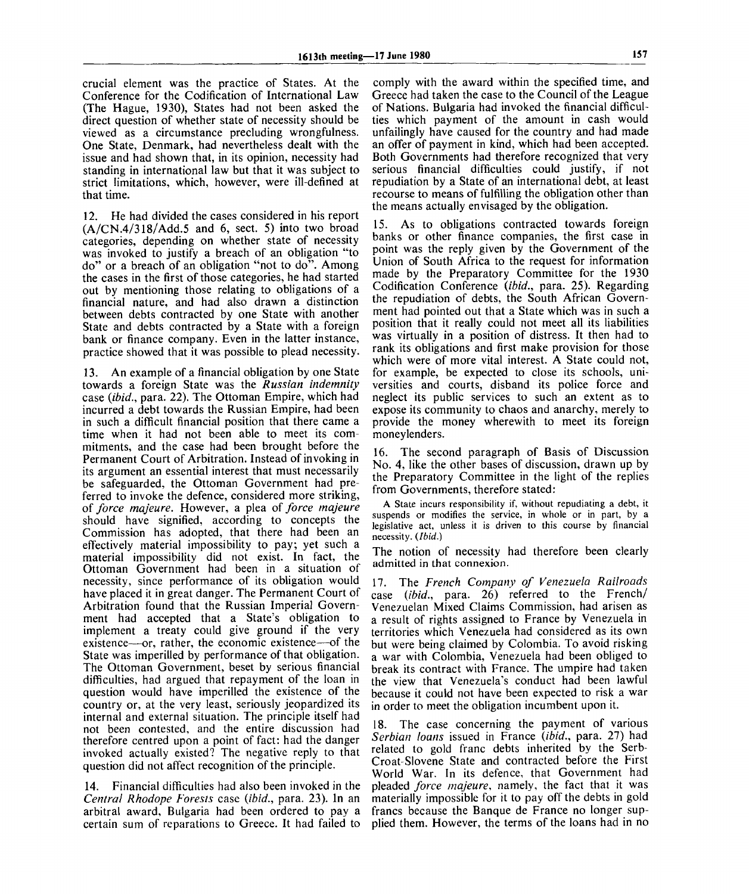crucial element was the practice of States. At the Conference for the Codification of International Law (The Hague, 1930), States had not been asked the direct question of whether state of necessity should be viewed as a circumstance precluding wrongfulness. One State, Denmark, had nevertheless dealt with the issue and had shown that, in its opinion, necessity had standing in international law but that it was subject to strict limitations, which, however, were ill-defined at that time.

12. He had divided the cases considered in his report (A/CN.4/318/Add.5 and 6, sect. 5) into two broad categories, depending on whether state of necessity was invoked to justify a breach of an obligation "to do" or a breach of an obligation "not to do". Among the cases in the first of those categories, he had started out by mentioning those relating to obligations of a financial nature, and had also drawn a distinction between debts contracted by one State with another State and debts contracted by a State with a foreign bank or finance company. Even in the latter instance, practice showed that it was possible to plead necessity.

13. An example of a financial obligation by one State towards a foreign State was the *Russian indemnity* case (*ibid.*, para. 22). The Ottoman Empire, which had incurred a debt towards the Russian Empire, had been in such a difficult financial position that there came a time when it had not been able to meet its commitments, and the case had been brought before the Permanent Court of Arbitration. Instead of invoking in its argument an essential interest that must necessarily be safeguarded, the Ottoman Government had preferred to invoke the defence, considered more striking, of *force majeure*. However, a plea of *force majeure* should have signified, according to concepts the Commission has adopted, that there had been an effectively material impossibility to pay; yet such a material impossibility did not exist. In fact, the Ottoman Government had been in a situation of necessity, since performance of its obligation would have placed it in great danger. The Permanent Court of Arbitration found that the Russian Imperial Government had accepted that a State's obligation to implement a treaty could give ground if the very existence—or, rather, the economic existence—of the State was imperilled by performance of that obligation. The Ottoman Government, beset by serious financial difficulties, had argued that repayment of the loan in question would have imperilled the existence of the country or, at the very least, seriously jeopardized its internal and external situation. The principle itself had not been contested, and the entire discussion had therefore centred upon a point of fact: had the danger invoked actually existed? The negative reply to that question did not affect recognition of the principle.

14. Financial difficulties had also been invoked in the *Central Rhodope Forests* case (*ibid.*, para. 23). In an arbitral award, Bulgaria had been ordered to pay a certain sum of reparations to Greece. It had failed to comply with the award within the specified time, and Greece had taken the case to the Council of the League of Nations. Bulgaria had invoked the financial difficulties which payment of the amount in cash would unfailingly have caused for the country and had made an offer of payment in kind, which had been accepted. Both Governments had therefore recognized that very serious financial difficulties could justify, if not repudiation by a State of an international debt, at least recourse to means of fulfilling the obligation other than the means actually envisaged by the obligation.

15. As to obligations contracted towards foreign banks or other finance companies, the first case in point was the reply given by the Government of the Union of South Africa to the request for information made by the Preparatory Committee for the 1930 Codification Conference (*ibid.*, para. 25). Regarding the repudiation of debts, the South African Government had pointed out that a State which was in such a position that it really could not meet all its liabilities was virtually in a position of distress. It then had to rank its obligations and first make provision for those which were of more vital interest. A State could not, for example, be expected to close its schools, universities and courts, disband its police force and neglect its public services to such an extent as to expose its community to chaos and anarchy, merely to provide the money wherewith to meet its foreign moneylenders.

16. The second paragraph of Basis of Discussion No. 4, like the other bases of discussion, drawn up by the Preparatory Committee in the light of the replies from Governments, therefore stated:

> A State incurs responsibility if, without repudiating a debt, it suspends or modifies the service, in whole or in part, by a legislative act, unless it is driven to this course by financial necessity. (*Ibid.*)

The notion of necessity had therefore been clearly admitted in that connexion.

17. The *French Company of Venezuela Railroads* case (*ibid.*, para. 26) referred to the French/Venezuelan Mixed Claims Commission, had arisen as a result of rights assigned to France by Venezuela in territories which Venezuela had considered as its own but were being claimed by Colombia. To avoid risking a war with Colombia, Venezuela had been obliged to break its contract with France. The umpire had taken the view that Venezuela's conduct had been lawful because it could not have been expected to risk a war in order to meet the obligation incumbent upon it.

18. The case concerning the payment of various *Serbian loans* issued in France (*ibid.*, para. 27) had related to gold franc debts inherited by the Serb-Croat-Slovene State and contracted before the First World War. In its defence, that Government had pleaded *force majeure*, namely, the fact that it was materially impossible for it to pay off the debts in gold francs because the Banque de France no longer supplied them. However, the terms of the loans had in no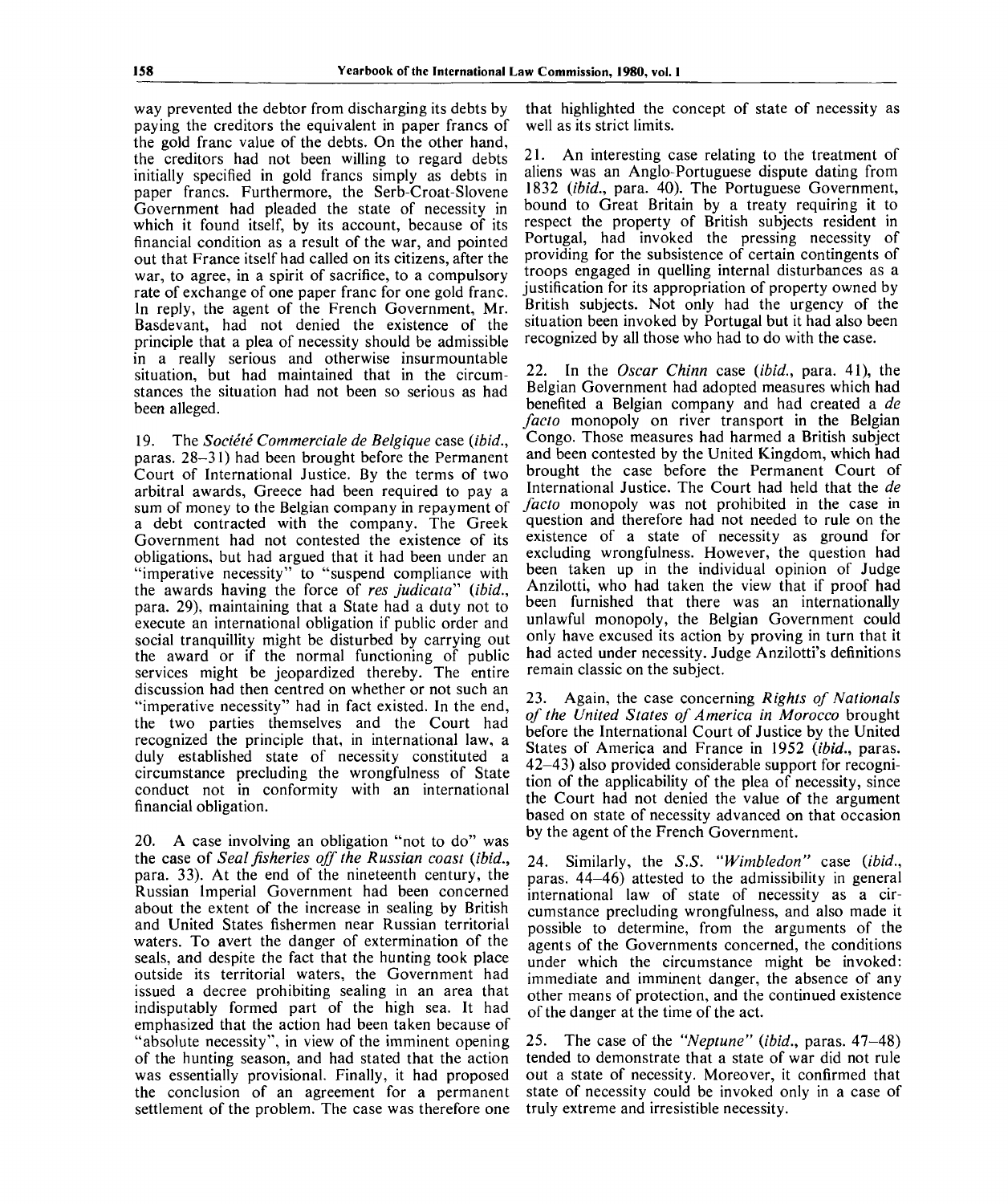way prevented the debtor from discharging its debts by paying the creditors the equivalent in paper francs of the gold franc value of the debts. On the other hand, the creditors had not been willing to regard debts initially specified in gold francs simply as debts in paper francs. Furthermore, the Serb-Croat-Slovene Government had pleaded the state of necessity in which it found itself, by its account, because of its financial condition as a result of the war, and pointed out that France itself had called on its citizens, after the war, to agree, in a spirit of sacrifice, to a compulsory rate of exchange of one paper franc for one gold franc. In reply, the agent of the French Government, Mr. Basdevant, had not denied the existence of the principle that a plea of necessity should be admissible in a really serious and otherwise insurmountable situation, but had maintained that in the circumstances the situation had not been so serious as had been alleged.

19. The *Société Commerciale de Belgique* case (*ibid.*, paras. 28–31) had been brought before the Permanent Court of International Justice. By the terms of two arbitral awards, Greece had been required to pay a sum of money to the Belgian company in repayment of a debt contracted with the company. The Greek Government had not contested the existence of its obligations, but had argued that it had been under an "imperative necessity" to "suspend compliance with the awards having the force of *res judicata*" (*ibid.*, para. 29), maintaining that a State had a duty not to execute an international obligation if public order and social tranquillity might be disturbed by carrying out the award or if the normal functioning of public services might be jeopardized thereby. The entire discussion had then centred on whether or not such an "imperative necessity" had in fact existed. In the end, the two parties themselves and the Court had recognized the principle that, in international law, a duly established state of necessity constituted a circumstance precluding the wrongfulness of State conduct not in conformity with an international financial obligation.

20. A case involving an obligation "not to do" was the case of *Seal fisheries off the Russian coast* (*ibid.*, para. 33). At the end of the nineteenth century, the Russian Imperial Government had been concerned about the extent of the increase in sealing by British and United States fishermen near Russian territorial waters. To avert the danger of extermination of the seals, and despite the fact that the hunting took place outside its territorial waters, the Government had issued a decree prohibiting sealing in an area that indisputably formed part of the high sea. It had emphasized that the action had been taken because of "absolute necessity", in view of the imminent opening of the hunting season, and had stated that the action was essentially provisional. Finally, it had proposed the conclusion of an agreement for a permanent settlement of the problem. The case was therefore one that highlighted the concept of state of necessity as well as its strict limits.

21. An interesting case relating to the treatment of aliens was an Anglo-Portuguese dispute dating from 1832 (*ibid.*, para. 40). The Portuguese Government, bound to Great Britain by a treaty requiring it to respect the property of British subjects resident in Portugal, had invoked the pressing necessity of providing for the subsistence of certain contingents of troops engaged in quelling internal disturbances as a justification for its appropriation of property owned by British subjects. Not only had the urgency of the situation been invoked by Portugal but it had also been recognized by all those who had to do with the case.

22. In the *Oscar Chinn* case (*ibid.*, para. 41), the Belgian Government had adopted measures which had benefited a Belgian company and had created a *de facto* monopoly on river transport in the Belgian Congo. Those measures had harmed a British subject and been contested by the United Kingdom, which had brought the case before the Permanent Court of International Justice. The Court had held that the *de facto* monopoly was not prohibited in the case in question and therefore had not needed to rule on the existence of a state of necessity as ground for excluding wrongfulness. However, the question had been taken up in the individual opinion of Judge Anzilotti, who had taken the view that if proof had been furnished that there was an internationally unlawful monopoly, the Belgian Government could only have excused its action by proving in turn that it had acted under necessity. Judge Anzilotti's definitions remain classic on the subject.

23. Again, the case concerning *Rights of Nationals of the United States of America in Morocco* brought before the International Court of Justice by the United States of America and France in 1952 (*ibid.*, paras. 42–43) also provided considerable support for recognition of the applicability of the plea of necessity, since the Court had not denied the value of the argument based on state of necessity advanced on that occasion by the agent of the French Government.

24. Similarly, the *S.S. "Wimbledon"* case (*ibid.*, paras. 44–46) attested to the admissibility in general international law of state of necessity as a circumstance precluding wrongfulness, and also made it possible to determine, from the arguments of the agents of the Governments concerned, the conditions under which the circumstance might be invoked: immediate and imminent danger, the absence of any other means of protection, and the continued existence of the danger at the time of the act.

25. The case of the *"Neptune"* (*ibid.*, paras. 47–48) tended to demonstrate that a state of war did not rule out a state of necessity. Moreover, it confirmed that state of necessity could be invoked only in a case of truly extreme and irresistible necessity.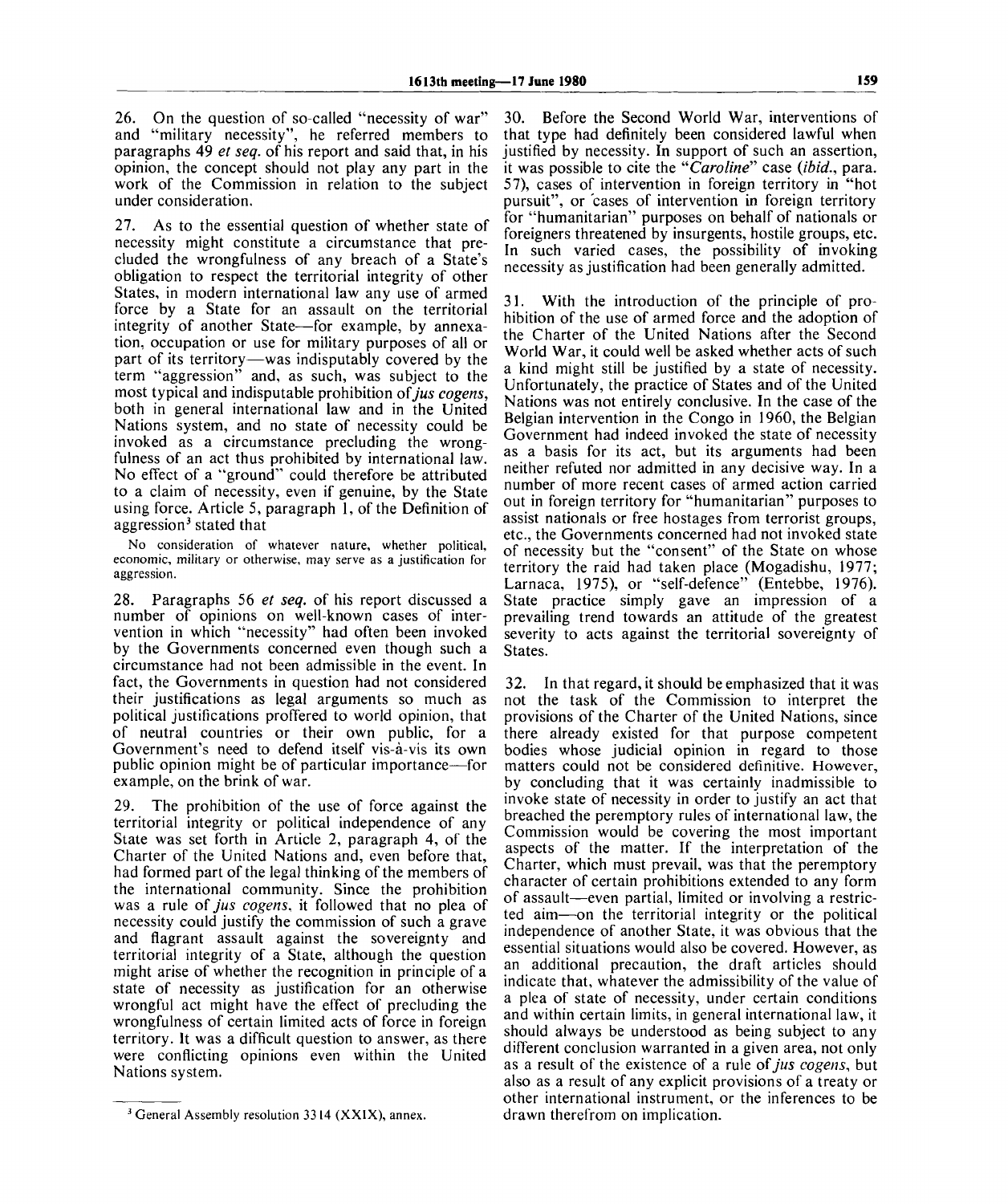26. On the question of so-called "necessity of war" and "military necessity", he referred members to paragraphs 49 *et seq.* of his report and said that, in his opinion, the concept should not play any part in the work of the Commission in relation to the subject under consideration.

27. As to the essential question of whether state of necessity might constitute a circumstance that precluded the wrongfulness of any breach of a State's obligation to respect the territorial integrity of other States, in modern international law any use of armed force by a State for an assault on the territorial integrity of another State—for example, by annexation, occupation or use for military purposes of all or part of its territory—was indisputably covered by the term "aggression" and, as such, was subject to the most typical and indisputable prohibition of *jus cogens*, both in general international law and in the United Nations system, and no state of necessity could be invoked as a circumstance precluding the wrongfulness of an act thus prohibited by international law. No effect of a "ground" could therefore be attributed to a claim of necessity, even if genuine, by the State using force. Article 5, paragraph 1, of the Definition of aggression[3] stated that

> No consideration of whatever nature, whether political, economic, military or otherwise, may serve as a justification for aggression.

28. Paragraphs 56 *et seq.* of his report discussed a number of opinions on well-known cases of intervention in which "necessity" had often been invoked by the Governments concerned even though such a circumstance had not been admissible in the event. In fact, the Governments in question had not considered their justifications as legal arguments so much as political justifications proffered to world opinion, that of neutral countries or their own public, for a Government's need to defend itself vis-à-vis its own public opinion might be of particular importance—for example, on the brink of war.

29. The prohibition of the use of force against the territorial integrity or political independence of any State was set forth in Article 2, paragraph 4, of the Charter of the United Nations and, even before that, had formed part of the legal thinking of the members of the international community. Since the prohibition was a rule of *jus cogens*, it followed that no plea of necessity could justify the commission of such a grave and flagrant assault against the sovereignty and territorial integrity of a State, although the question might arise of whether the recognition in principle of a state of necessity as justification for an otherwise wrongful act might have the effect of precluding the wrongfulness of certain limited acts of force in foreign territory. It was a difficult question to answer, as there were conflicting opinions even within the United Nations system.

30. Before the Second World War, interventions of that type had definitely been considered lawful when justified by necessity. In support of such an assertion, it was possible to cite the "*Caroline*" case (*ibid.*, para. 57), cases of intervention in foreign territory in "hot pursuit", or cases of intervention in foreign territory for "humanitarian" purposes on behalf of nationals or foreigners threatened by insurgents, hostile groups, etc. In such varied cases, the possibility of invoking necessity as justification had been generally admitted.

31. With the introduction of the principle of prohibition of the use of armed force and the adoption of the Charter of the United Nations after the Second World War, it could well be asked whether acts of such a kind might still be justified by a state of necessity. Unfortunately, the practice of States and of the United Nations was not entirely conclusive. In the case of the Belgian intervention in the Congo in 1960, the Belgian Government had indeed invoked the state of necessity as a basis for its act, but its arguments had been neither refuted nor admitted in any decisive way. In a number of more recent cases of armed action carried out in foreign territory for "humanitarian" purposes to assist nationals or free hostages from terrorist groups, etc., the Governments concerned had not invoked state of necessity but the "consent" of the State on whose territory the raid had taken place (Mogadishu, 1977; Larnaca, 1975), or "self-defence" (Entebbe, 1976). State practice simply gave an impression of a prevailing trend towards an attitude of the greatest severity to acts against the territorial sovereignty of States.

32. In that regard, it should be emphasized that it was not the task of the Commission to interpret the provisions of the Charter of the United Nations, since there already existed for that purpose competent bodies whose judicial opinion in regard to those matters could not be considered definitive. However, by concluding that it was certainly inadmissible to invoke state of necessity in order to justify an act that breached the peremptory rules of international law, the Commission would be covering the most important aspects of the matter. If the interpretation of the Charter, which must prevail, was that the peremptory character of certain prohibitions extended to any form of assault—even partial, limited or involving a restricted aim—on the territorial integrity or the political independence of another State, it was obvious that the essential situations would also be covered. However, as an additional precaution, the draft articles should indicate that, whatever the admissibility of the value of a plea of state of necessity, under certain conditions and within certain limits, in general international law, it should always be understood as being subject to any different conclusion warranted in a given area, not only as a result of the existence of a rule of *jus cogens*, but also as a result of any explicit provisions of a treaty or other international instrument, or the inferences to be drawn therefrom on implication.

---

[3] General Assembly resolution 3314 (XXIX), annex.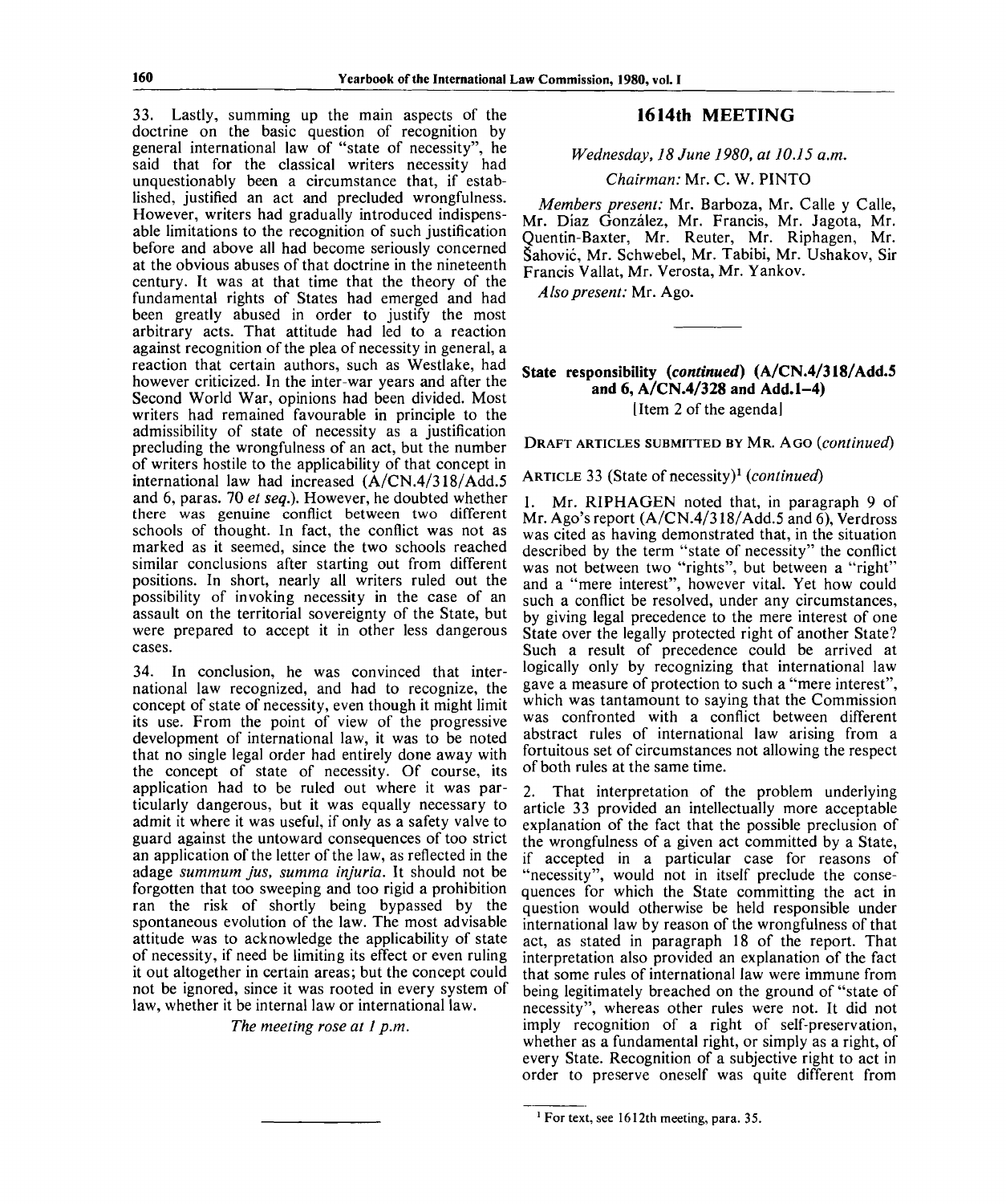33. Lastly, summing up the main aspects of the doctrine on the basic question of recognition by general international law of "state of necessity", he said that for the classical writers necessity had unquestionably been a circumstance that, if established, justified an act and precluded wrongfulness. However, writers had gradually introduced indispensable limitations to the recognition of such justification before and above all had become seriously concerned at the obvious abuses of that doctrine in the nineteenth century. It was at that time that the theory of the fundamental rights of States had emerged and had been greatly abused in order to justify the most arbitrary acts. That attitude had led to a reaction against recognition of the plea of necessity in general, a reaction that certain authors, such as Westlake, had however criticized. In the inter-war years and after the Second World War, opinions had been divided. Most writers had remained favourable in principle to the admissibility of state of necessity as a justification precluding the wrongfulness of an act, but the number of writers hostile to the applicability of that concept in international law had increased (A/CN.4/318/Add.5 and 6, paras. 70 *et seq*.). However, he doubted whether there was genuine conflict between two different schools of thought. In fact, the conflict was not as marked as it seemed, since the two schools reached similar conclusions after starting out from different positions. In short, nearly all writers ruled out the possibility of invoking necessity in the case of an assault on the territorial sovereignty of the State, but were prepared to accept it in other less dangerous cases.

34. In conclusion, he was convinced that international law recognized, and had to recognize, the concept of state of necessity, even though it might limit its use. From the point of view of the progressive development of international law, it was to be noted that no single legal order had entirely done away with the concept of state of necessity. Of course, its application had to be ruled out where it was particularly dangerous, but it was equally necessary to admit it where it was useful, if only as a safety valve to guard against the untoward consequences of too strict an application of the letter of the law, as reflected in the adage *summum jus, summa injuria*. It should not be forgotten that too sweeping and too rigid a prohibition ran the risk of shortly being bypassed by the spontaneous evolution of the law. The most advisable attitude was to acknowledge the applicability of state of necessity, if need be limiting its effect or even ruling it out altogether in certain areas; but the concept could not be ignored, since it was rooted in every system of law, whether it be internal law or international law.

*The meeting rose at 1 p.m.*

## 1614th MEETING

*Wednesday, 18 June 1980, at 10.15 a.m.*

*Chairman:* Mr. C. W. PINTO

*Members present:* Mr. Barboza, Mr. Calle y Calle, Mr. Díaz González, Mr. Francis, Mr. Jagota, Mr. Quentin-Baxter, Mr. Reuter, Mr. Riphagen, Mr. Šahović, Mr. Schwebel, Mr. Tabibi, Mr. Ushakov, Sir Francis Vallat, Mr. Verosta, Mr. Yankov.

*Also present:* Mr. Ago.

### State responsibility (*continued*) (A/CN.4/318/Add.5 and 6, A/CN.4/328 and Add.1–4)

[Item 2 of the agenda]

DRAFT ARTICLES SUBMITTED BY MR. AGO (*continued*)

ARTICLE 33 (State of necessity)[1] (*continued*)

1. Mr. RIPHAGEN noted that, in paragraph 9 of Mr. Ago's report (A/CN.4/318/Add.5 and 6), Verdross was cited as having demonstrated that, in the situation described by the term "state of necessity" the conflict was not between two "rights", but between a "right" and a "mere interest", however vital. Yet how could such a conflict be resolved, under any circumstances, by giving legal precedence to the mere interest of one State over the legally protected right of another State? Such a result of precedence could be arrived at logically only by recognizing that international law gave a measure of protection to such a "mere interest", which was tantamount to saying that the Commission was confronted with a conflict between different abstract rules of international law arising from a fortuitous set of circumstances not allowing the respect of both rules at the same time.

2. That interpretation of the problem underlying article 33 provided an intellectually more acceptable explanation of the fact that the possible preclusion of the wrongfulness of a given act committed by a State, if accepted in a particular case for reasons of "necessity", would not in itself preclude the consequences for which the State committing the act in question would otherwise be held responsible under international law by reason of the wrongfulness of that act, as stated in paragraph 18 of the report. That interpretation also provided an explanation of the fact that some rules of international law were immune from being legitimately breached on the ground of "state of necessity", whereas other rules were not. It did not imply recognition of a right of self-preservation, whether as a fundamental right, or simply as a right, of every State. Recognition of a subjective right to act in order to preserve oneself was quite different from

[1] For text, see 1612th meeting, para. 35.